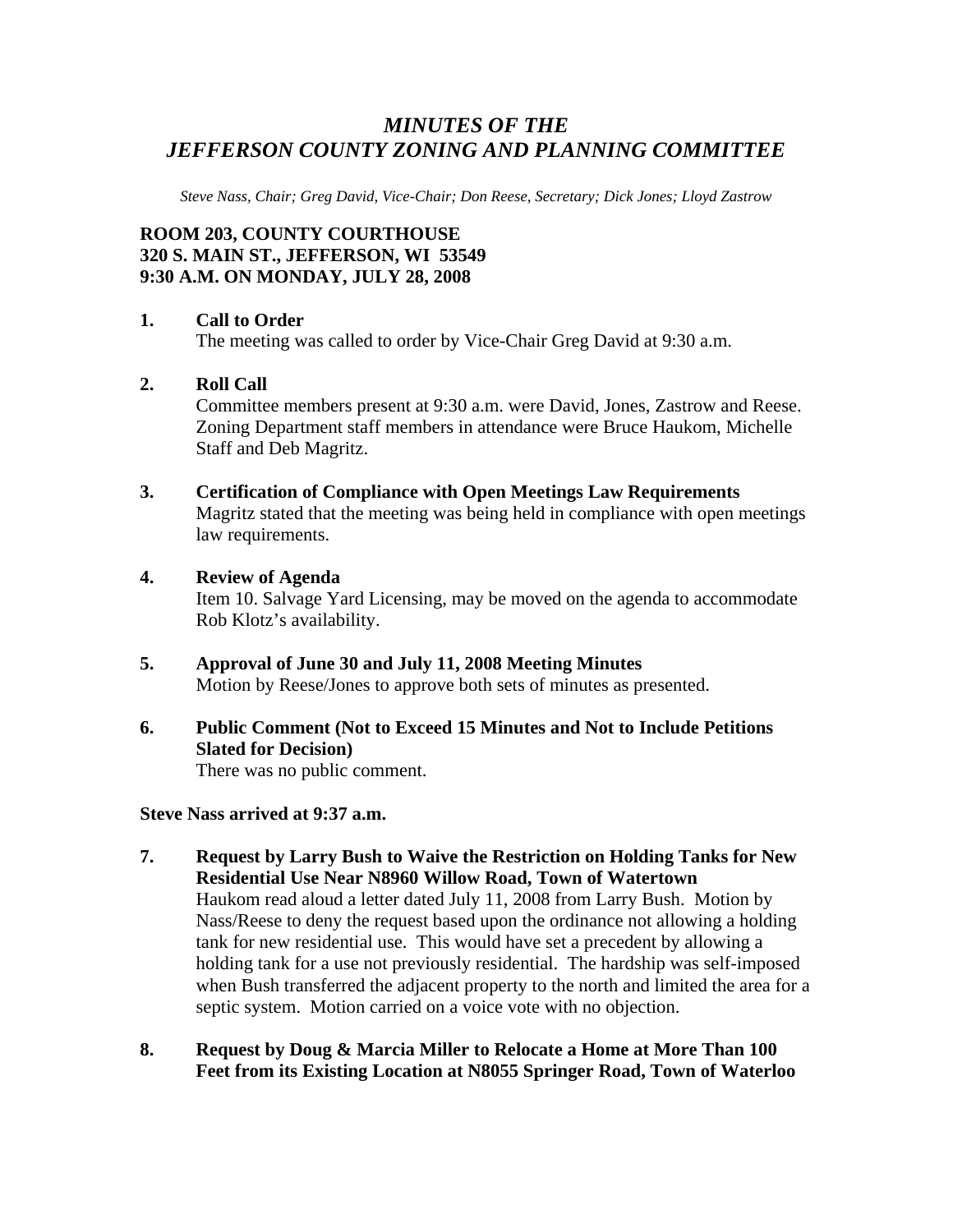# *MINUTES OF THE JEFFERSON COUNTY ZONING AND PLANNING COMMITTEE*

*Steve Nass, Chair; Greg David, Vice-Chair; Don Reese, Secretary; Dick Jones; Lloyd Zastrow*

**ROOM 203, COUNTY COURTHOUSE**
**320 S. MAIN ST., JEFFERSON, WI 53549**
**9:30 A.M. ON MONDAY, JULY 28, 2008**

**1. Call to Order**
The meeting was called to order by Vice-Chair Greg David at 9:30 a.m.

**2. Roll Call**
Committee members present at 9:30 a.m. were David, Jones, Zastrow and Reese. Zoning Department staff members in attendance were Bruce Haukom, Michelle Staff and Deb Magritz.

**3. Certification of Compliance with Open Meetings Law Requirements**
Magritz stated that the meeting was being held in compliance with open meetings law requirements.

**4. Review of Agenda**
Item 10. Salvage Yard Licensing, may be moved on the agenda to accommodate Rob Klotz's availability.

**5. Approval of June 30 and July 11, 2008 Meeting Minutes**
Motion by Reese/Jones to approve both sets of minutes as presented.

**6. Public Comment (Not to Exceed 15 Minutes and Not to Include Petitions Slated for Decision)**
There was no public comment.

**Steve Nass arrived at 9:37 a.m.**

**7. Request by Larry Bush to Waive the Restriction on Holding Tanks for New Residential Use Near N8960 Willow Road, Town of Watertown**
Haukom read aloud a letter dated July 11, 2008 from Larry Bush. Motion by Nass/Reese to deny the request based upon the ordinance not allowing a holding tank for new residential use. This would have set a precedent by allowing a holding tank for a use not previously residential. The hardship was self-imposed when Bush transferred the adjacent property to the north and limited the area for a septic system. Motion carried on a voice vote with no objection.

**8. Request by Doug & Marcia Miller to Relocate a Home at More Than 100 Feet from its Existing Location at N8055 Springer Road, Town of Waterloo**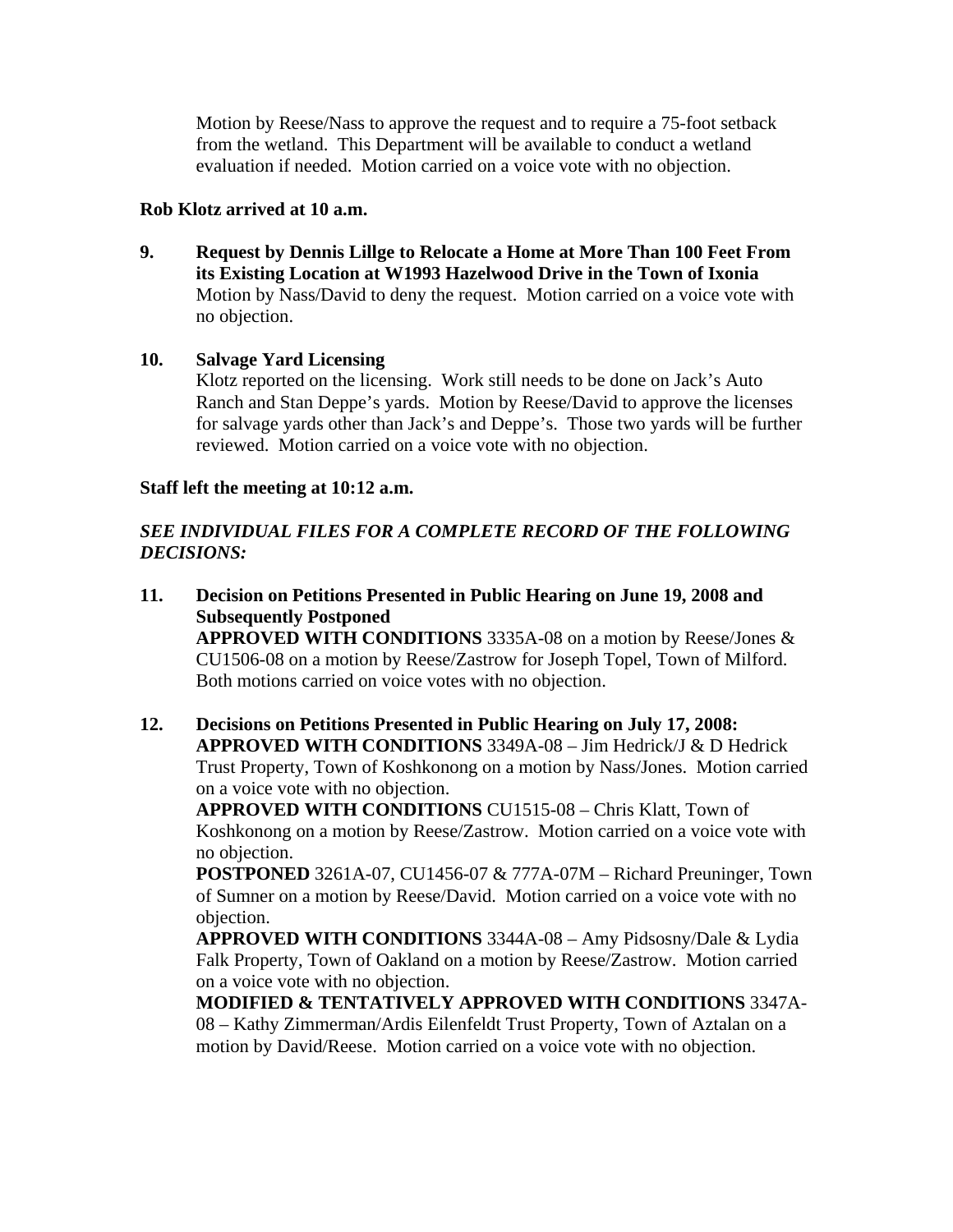Motion by Reese/Nass to approve the request and to require a 75-foot setback from the wetland. This Department will be available to conduct a wetland evaluation if needed. Motion carried on a voice vote with no objection.

**Rob Klotz arrived at 10 a.m.**

9. **Request by Dennis Lillge to Relocate a Home at More Than 100 Feet From its Existing Location at W1993 Hazelwood Drive in the Town of Ixonia**
   Motion by Nass/David to deny the request. Motion carried on a voice vote with no objection.

10. **Salvage Yard Licensing**
    Klotz reported on the licensing. Work still needs to be done on Jack's Auto Ranch and Stan Deppe's yards. Motion by Reese/David to approve the licenses for salvage yards other than Jack's and Deppe's. Those two yards will be further reviewed. Motion carried on a voice vote with no objection.

**Staff left the meeting at 10:12 a.m.**

***SEE INDIVIDUAL FILES FOR A COMPLETE RECORD OF THE FOLLOWING DECISIONS:***

11. **Decision on Petitions Presented in Public Hearing on June 19, 2008 and Subsequently Postponed**
    **APPROVED WITH CONDITIONS** 3335A-08 on a motion by Reese/Jones & CU1506-08 on a motion by Reese/Zastrow for Joseph Topel, Town of Milford. Both motions carried on voice votes with no objection.

12. **Decisions on Petitions Presented in Public Hearing on July 17, 2008:**
    **APPROVED WITH CONDITIONS** 3349A-08 – Jim Hedrick/J & D Hedrick Trust Property, Town of Koshkonong on a motion by Nass/Jones. Motion carried on a voice vote with no objection.
    **APPROVED WITH CONDITIONS** CU1515-08 – Chris Klatt, Town of Koshkonong on a motion by Reese/Zastrow. Motion carried on a voice vote with no objection.
    **POSTPONED** 3261A-07, CU1456-07 & 777A-07M – Richard Preuninger, Town of Sumner on a motion by Reese/David. Motion carried on a voice vote with no objection.
    **APPROVED WITH CONDITIONS** 3344A-08 – Amy Pidsosny/Dale & Lydia Falk Property, Town of Oakland on a motion by Reese/Zastrow. Motion carried on a voice vote with no objection.
    **MODIFIED & TENTATIVELY APPROVED WITH CONDITIONS** 3347A-08 – Kathy Zimmerman/Ardis Eilenfeldt Trust Property, Town of Aztalan on a motion by David/Reese. Motion carried on a voice vote with no objection.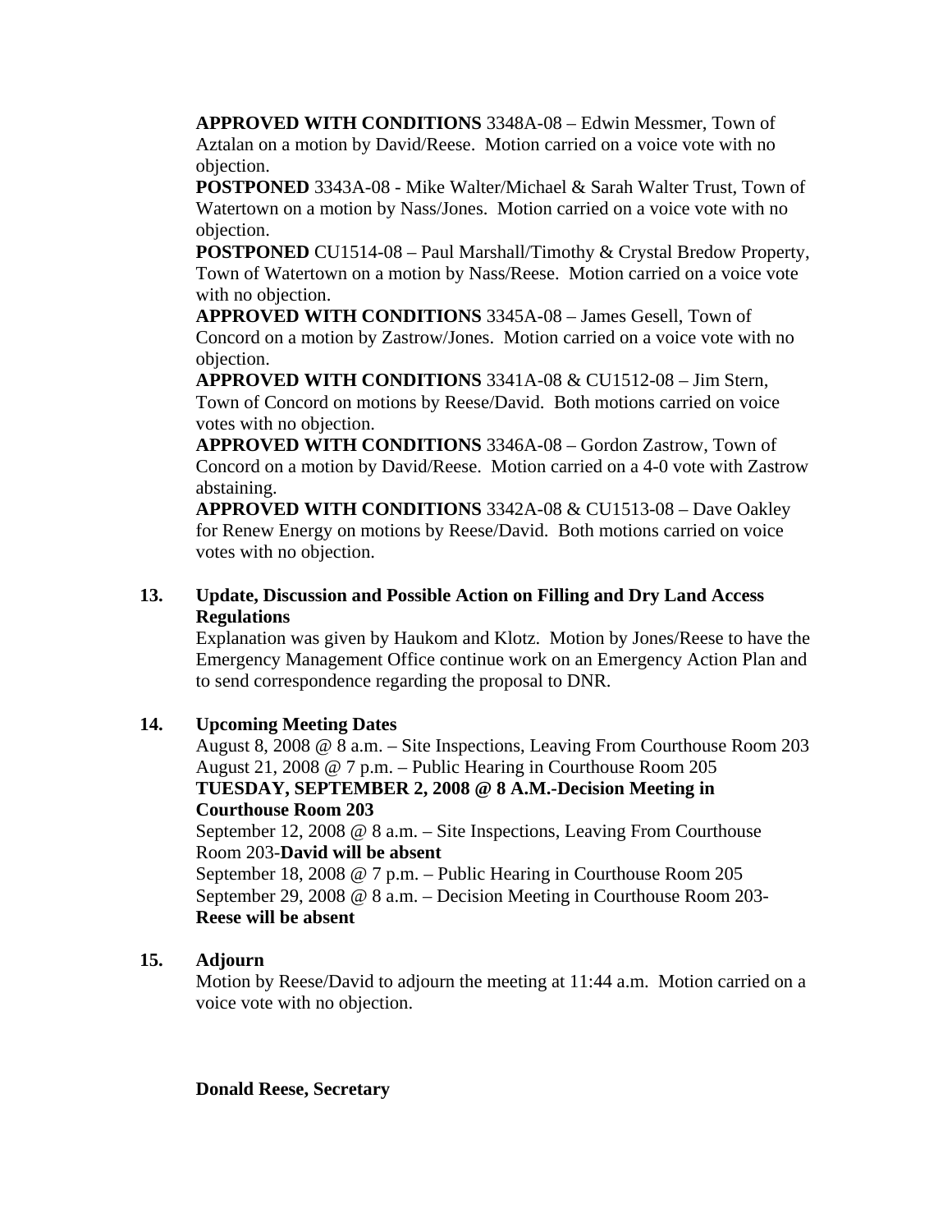**APPROVED WITH CONDITIONS** 3348A-08 – Edwin Messmer, Town of Aztalan on a motion by David/Reese. Motion carried on a voice vote with no objection.

**POSTPONED** 3343A-08 - Mike Walter/Michael & Sarah Walter Trust, Town of Watertown on a motion by Nass/Jones. Motion carried on a voice vote with no objection.

**POSTPONED** CU1514-08 – Paul Marshall/Timothy & Crystal Bredow Property, Town of Watertown on a motion by Nass/Reese. Motion carried on a voice vote with no objection.

**APPROVED WITH CONDITIONS** 3345A-08 – James Gesell, Town of Concord on a motion by Zastrow/Jones. Motion carried on a voice vote with no objection.

**APPROVED WITH CONDITIONS** 3341A-08 & CU1512-08 – Jim Stern, Town of Concord on motions by Reese/David. Both motions carried on voice votes with no objection.

**APPROVED WITH CONDITIONS** 3346A-08 – Gordon Zastrow, Town of Concord on a motion by David/Reese. Motion carried on a 4-0 vote with Zastrow abstaining.

**APPROVED WITH CONDITIONS** 3342A-08 & CU1513-08 – Dave Oakley for Renew Energy on motions by Reese/David. Both motions carried on voice votes with no objection.

**13. Update, Discussion and Possible Action on Filling and Dry Land Access Regulations**

Explanation was given by Haukom and Klotz. Motion by Jones/Reese to have the Emergency Management Office continue work on an Emergency Action Plan and to send correspondence regarding the proposal to DNR.

**14. Upcoming Meeting Dates**

August 8, 2008 @ 8 a.m. – Site Inspections, Leaving From Courthouse Room 203
August 21, 2008 @ 7 p.m. – Public Hearing in Courthouse Room 205
**TUESDAY, SEPTEMBER 2, 2008 @ 8 A.M.-Decision Meeting in Courthouse Room 203**
September 12, 2008 @ 8 a.m. – Site Inspections, Leaving From Courthouse Room 203-**David will be absent**
September 18, 2008 @ 7 p.m. – Public Hearing in Courthouse Room 205
September 29, 2008 @ 8 a.m. – Decision Meeting in Courthouse Room 203-**Reese will be absent**

**15. Adjourn**

Motion by Reese/David to adjourn the meeting at 11:44 a.m. Motion carried on a voice vote with no objection.

**Donald Reese, Secretary**